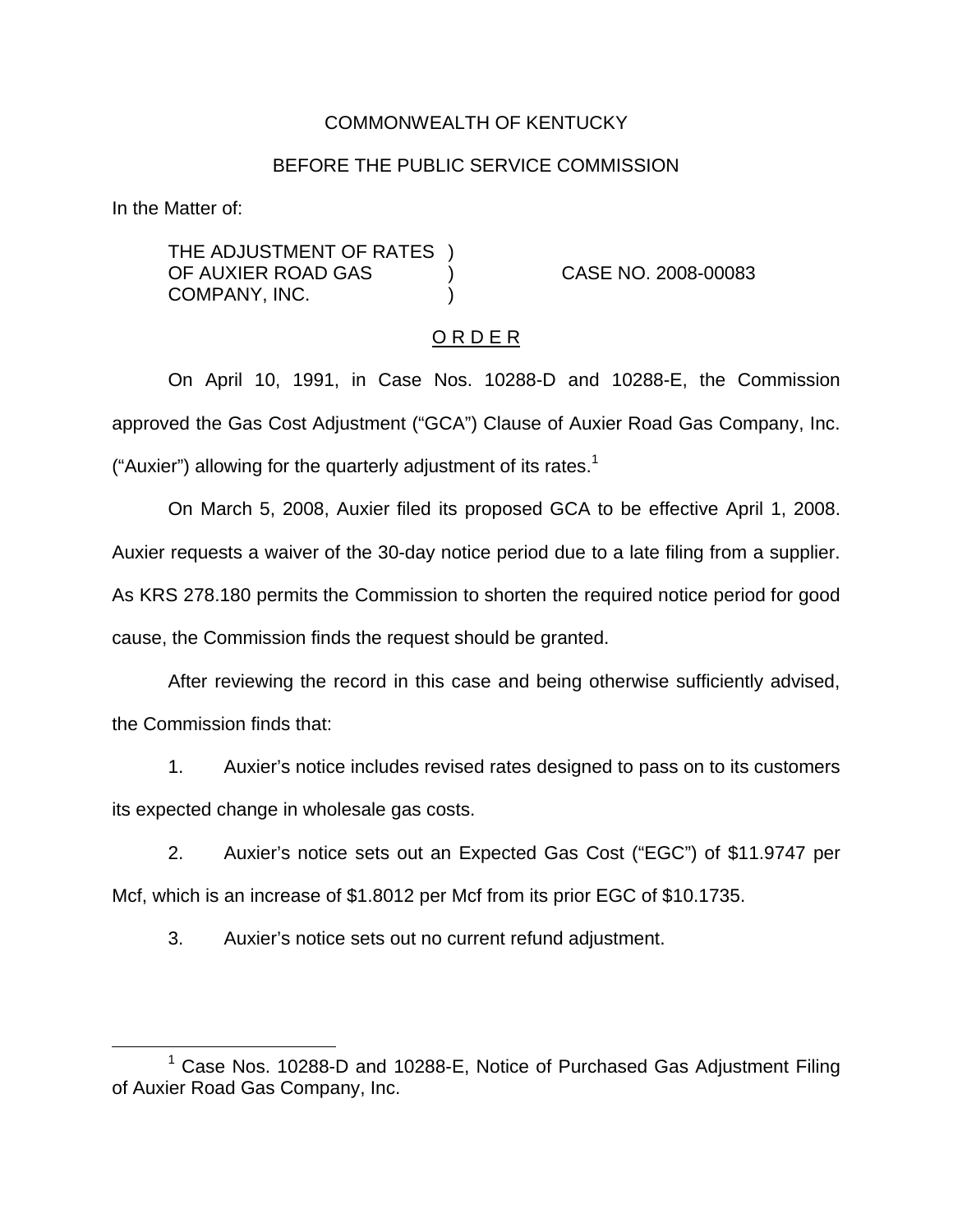COMMONWEALTH OF KENTUCKY

BEFORE THE PUBLIC SERVICE COMMISSION

In the Matter of:

| | | |
|---|---|---|
| THE ADJUSTMENT OF RATES OF AUXIER ROAD GAS COMPANY, INC. | ) ) ) | CASE NO. 2008-00083 |

O R D E R

On April 10, 1991, in Case Nos. 10288-D and 10288-E, the Commission approved the Gas Cost Adjustment ("GCA") Clause of Auxier Road Gas Company, Inc. ("Auxier") allowing for the quarterly adjustment of its rates.[1]

On March 5, 2008, Auxier filed its proposed GCA to be effective April 1, 2008. Auxier requests a waiver of the 30-day notice period due to a late filing from a supplier. As KRS 278.180 permits the Commission to shorten the required notice period for good cause, the Commission finds the request should be granted.

After reviewing the record in this case and being otherwise sufficiently advised, the Commission finds that:

1. Auxier's notice includes revised rates designed to pass on to its customers its expected change in wholesale gas costs.

2. Auxier's notice sets out an Expected Gas Cost ("EGC") of $11.9747 per Mcf, which is an increase of $1.8012 per Mcf from its prior EGC of $10.1735.

3. Auxier's notice sets out no current refund adjustment.

[1] Case Nos. 10288-D and 10288-E, Notice of Purchased Gas Adjustment Filing of Auxier Road Gas Company, Inc.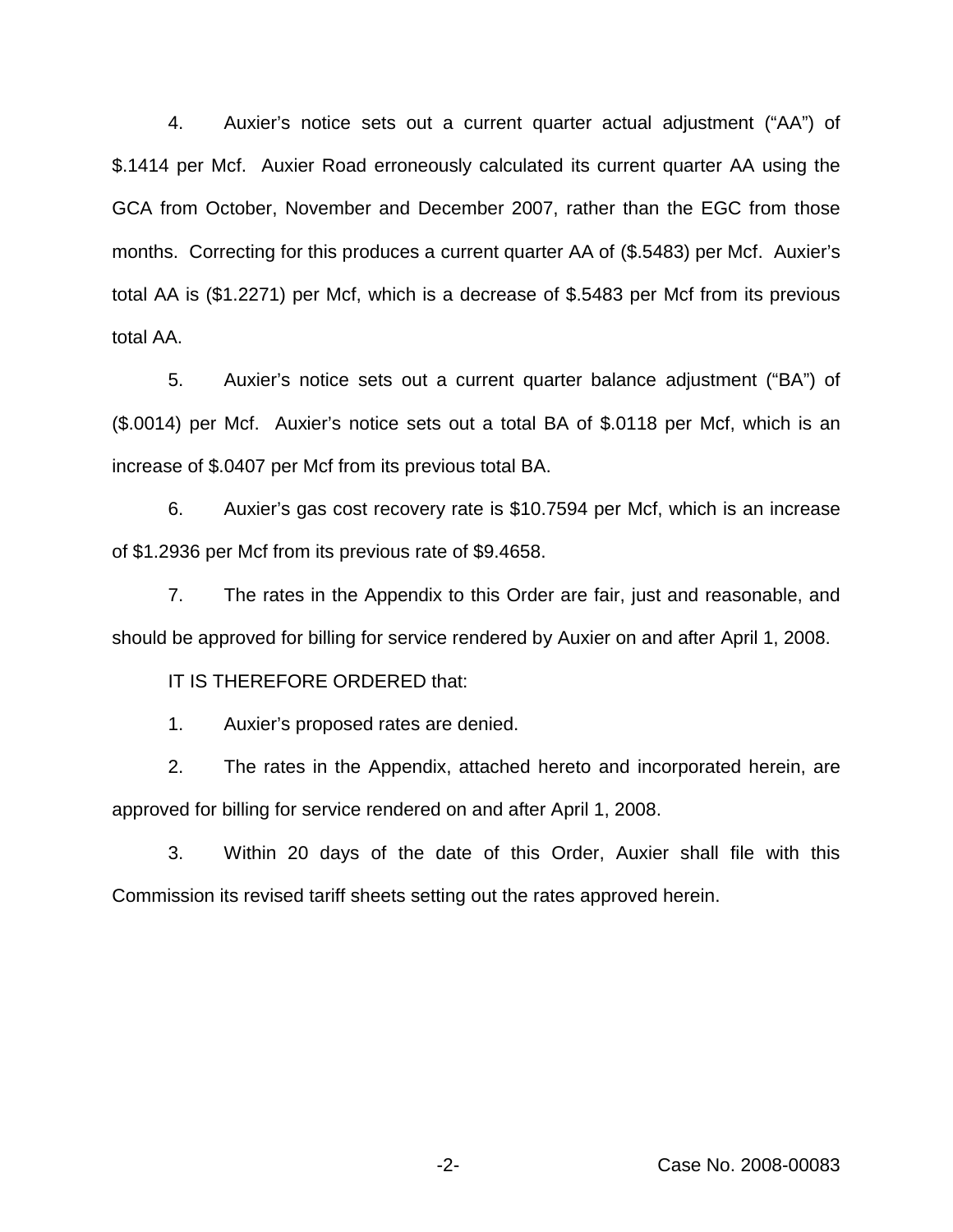4. Auxier's notice sets out a current quarter actual adjustment ("AA") of $.1414 per Mcf. Auxier Road erroneously calculated its current quarter AA using the GCA from October, November and December 2007, rather than the EGC from those months. Correcting for this produces a current quarter AA of ($.5483) per Mcf. Auxier's total AA is ($1.2271) per Mcf, which is a decrease of $.5483 per Mcf from its previous total AA.

5. Auxier's notice sets out a current quarter balance adjustment ("BA") of ($.0014) per Mcf. Auxier's notice sets out a total BA of $.0118 per Mcf, which is an increase of $.0407 per Mcf from its previous total BA.

6. Auxier's gas cost recovery rate is $10.7594 per Mcf, which is an increase of $1.2936 per Mcf from its previous rate of $9.4658.

7. The rates in the Appendix to this Order are fair, just and reasonable, and should be approved for billing for service rendered by Auxier on and after April 1, 2008.

IT IS THEREFORE ORDERED that:

1. Auxier's proposed rates are denied.

2. The rates in the Appendix, attached hereto and incorporated herein, are approved for billing for service rendered on and after April 1, 2008.

3. Within 20 days of the date of this Order, Auxier shall file with this Commission its revised tariff sheets setting out the rates approved herein.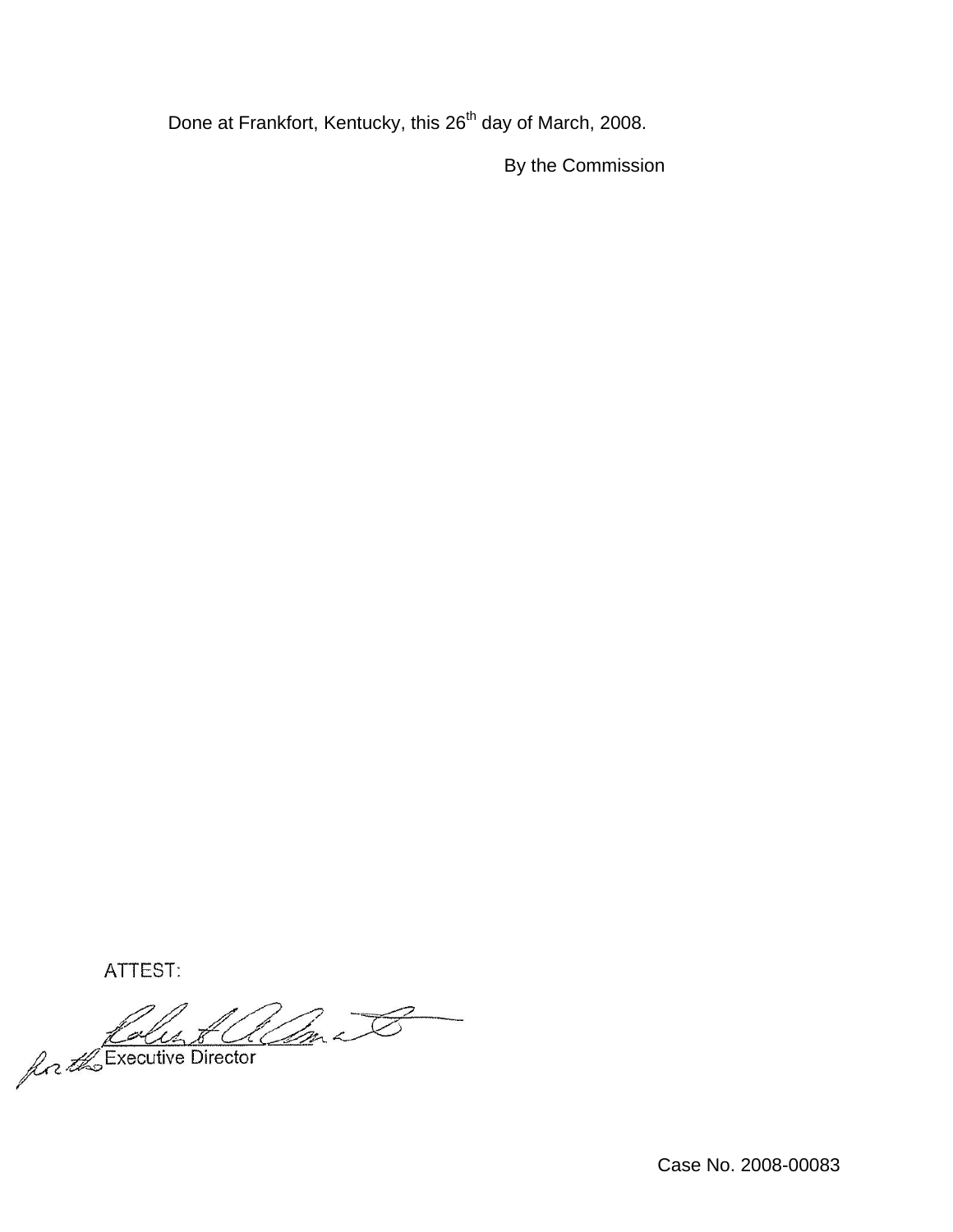Done at Frankfort, Kentucky, this 26th day of March, 2008.

By the Commission

ATTEST:

for the Executive Director

Case No. 2008-00083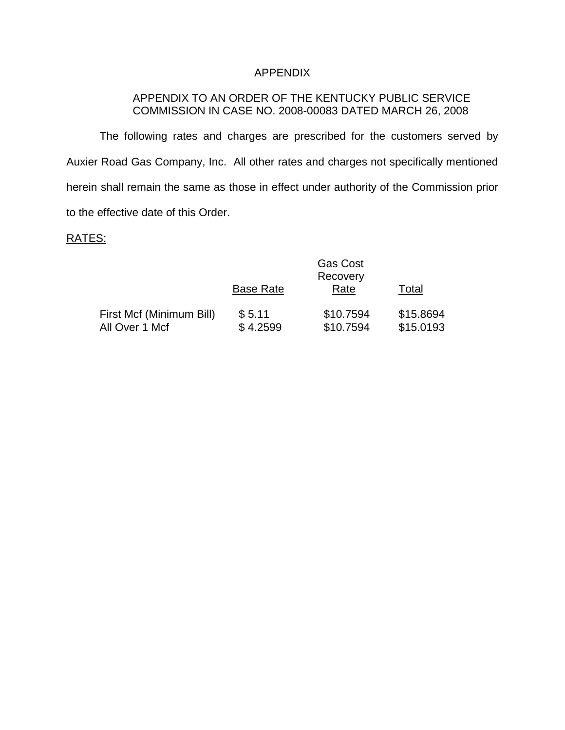# APPENDIX

APPENDIX TO AN ORDER OF THE KENTUCKY PUBLIC SERVICE COMMISSION IN CASE NO. 2008-00083 DATED MARCH 26, 2008

The following rates and charges are prescribed for the customers served by Auxier Road Gas Company, Inc. All other rates and charges not specifically mentioned herein shall remain the same as those in effect under authority of the Commission prior to the effective date of this Order.

RATES:

| | Base Rate | Gas Cost Recovery Rate | Total |
|---|---|---|---|
| First Mcf (Minimum Bill) | $ 5.11 | $10.7594 | $15.8694 |
| All Over 1 Mcf | $ 4.2599 | $10.7594 | $15.0193 |